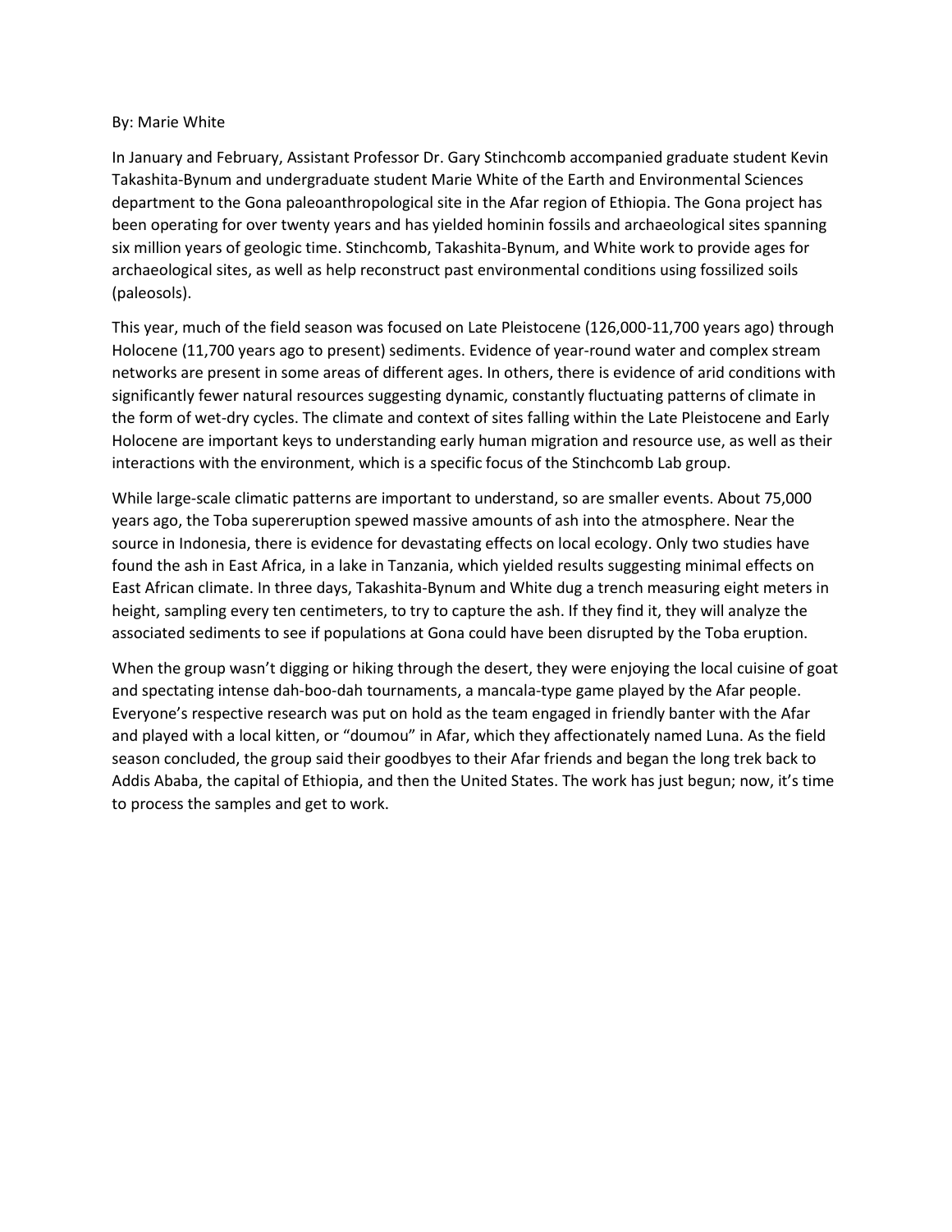By: Marie White

In January and February, Assistant Professor Dr. Gary Stinchcomb accompanied graduate student Kevin Takashita-Bynum and undergraduate student Marie White of the Earth and Environmental Sciences department to the Gona paleoanthropological site in the Afar region of Ethiopia. The Gona project has been operating for over twenty years and has yielded hominin fossils and archaeological sites spanning six million years of geologic time. Stinchcomb, Takashita-Bynum, and White work to provide ages for archaeological sites, as well as help reconstruct past environmental conditions using fossilized soils (paleosols).

This year, much of the field season was focused on Late Pleistocene (126,000-11,700 years ago) through Holocene (11,700 years ago to present) sediments. Evidence of year-round water and complex stream networks are present in some areas of different ages. In others, there is evidence of arid conditions with significantly fewer natural resources suggesting dynamic, constantly fluctuating patterns of climate in the form of wet-dry cycles. The climate and context of sites falling within the Late Pleistocene and Early Holocene are important keys to understanding early human migration and resource use, as well as their interactions with the environment, which is a specific focus of the Stinchcomb Lab group.

While large-scale climatic patterns are important to understand, so are smaller events. About 75,000 years ago, the Toba supereruption spewed massive amounts of ash into the atmosphere. Near the source in Indonesia, there is evidence for devastating effects on local ecology. Only two studies have found the ash in East Africa, in a lake in Tanzania, which yielded results suggesting minimal effects on East African climate. In three days, Takashita-Bynum and White dug a trench measuring eight meters in height, sampling every ten centimeters, to try to capture the ash. If they find it, they will analyze the associated sediments to see if populations at Gona could have been disrupted by the Toba eruption.

When the group wasn't digging or hiking through the desert, they were enjoying the local cuisine of goat and spectating intense dah-boo-dah tournaments, a mancala-type game played by the Afar people. Everyone's respective research was put on hold as the team engaged in friendly banter with the Afar and played with a local kitten, or "doumou" in Afar, which they affectionately named Luna. As the field season concluded, the group said their goodbyes to their Afar friends and began the long trek back to Addis Ababa, the capital of Ethiopia, and then the United States. The work has just begun; now, it's time to process the samples and get to work.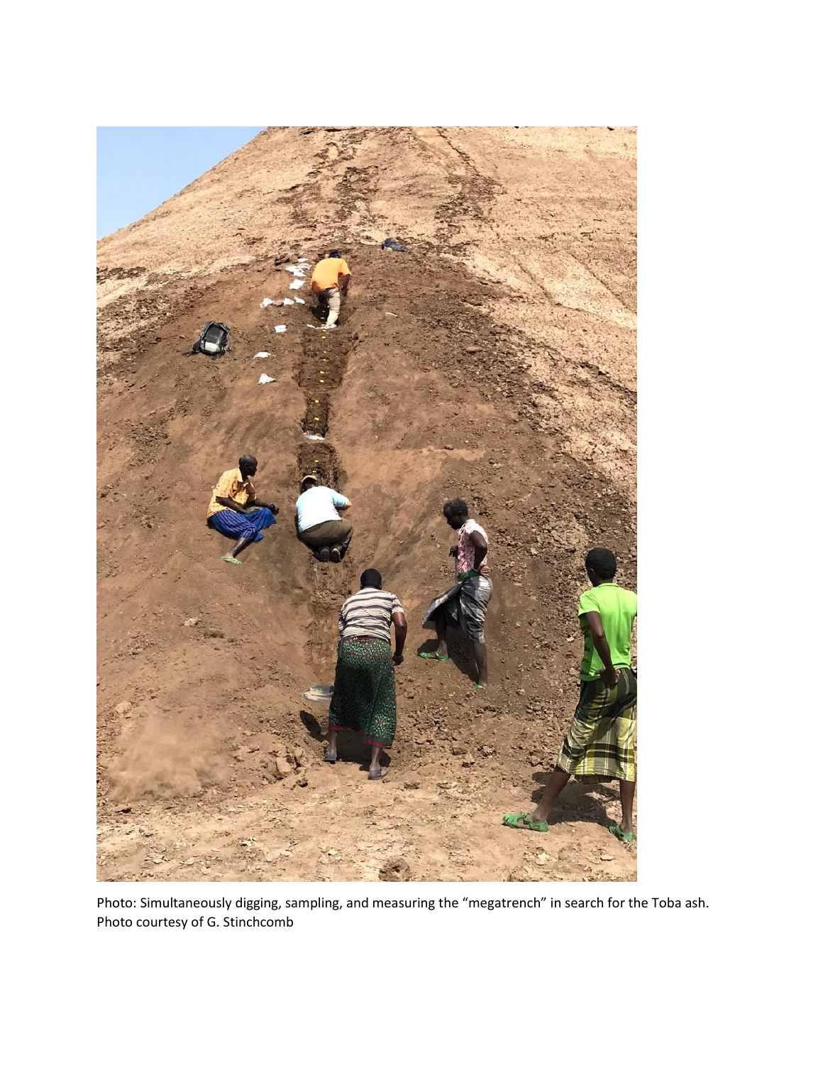Photo: Simultaneously digging, sampling, and measuring the "megatrench" in search for the Toba ash. Photo courtesy of G. Stinchcomb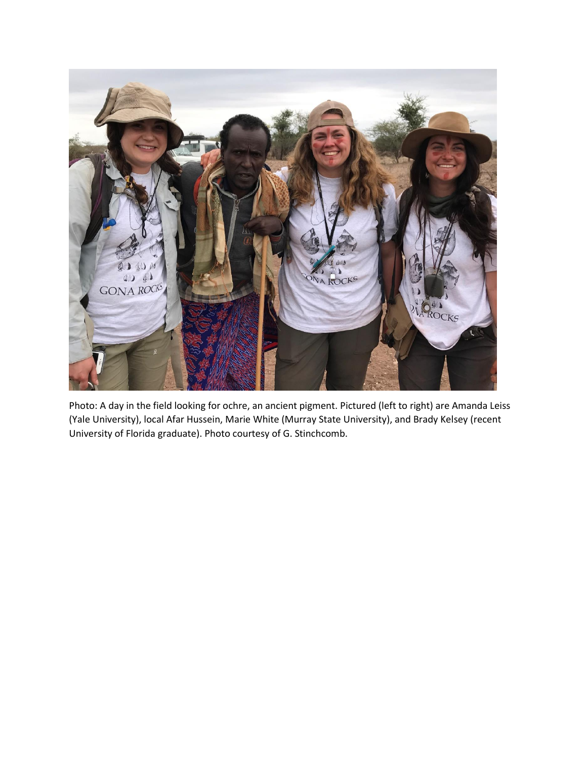Photo: A day in the field looking for ochre, an ancient pigment. Pictured (left to right) are Amanda Leiss (Yale University), local Afar Hussein, Marie White (Murray State University), and Brady Kelsey (recent University of Florida graduate). Photo courtesy of G. Stinchcomb.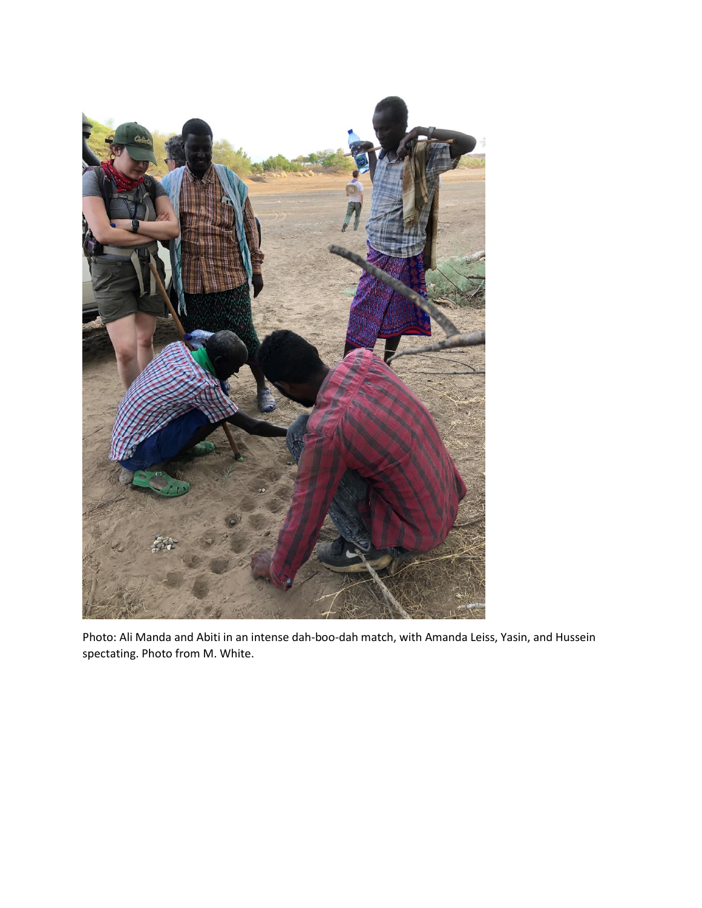Photo: Ali Manda and Abiti in an intense dah-boo-dah match, with Amanda Leiss, Yasin, and Hussein spectating. Photo from M. White.